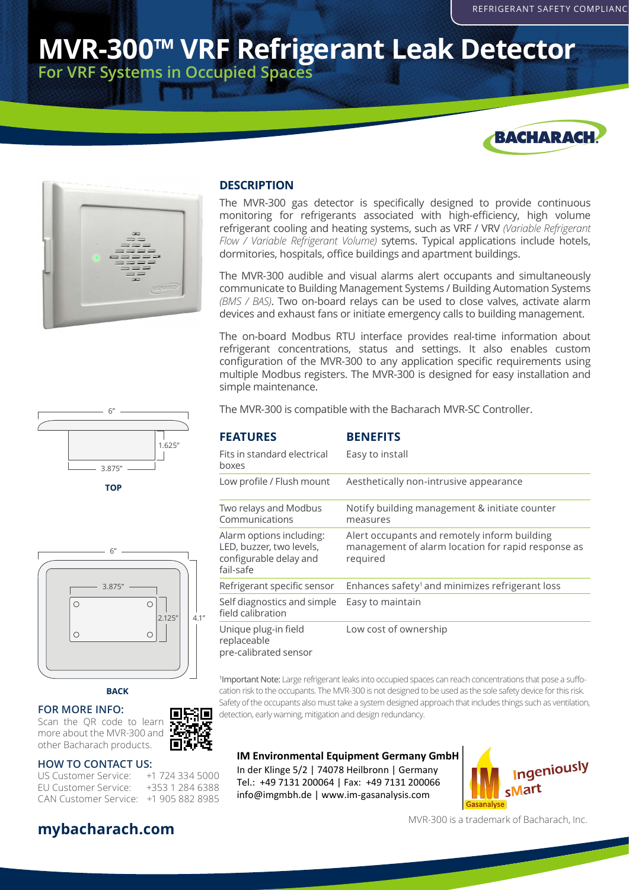REFRIGERANT SAFETY COMPLIANC

# MVR-300™ VRF Refrigerant Leak Detector

## For VRF Systems in Occupied Spaces

BACHARACH

6"

1.625"

3.875"

**TOP**

6"

3.875"

2.125"

4.1"

**BACK**

### FOR MORE INFO:

Scan the QR code to learn more about the MVR-300 and other Bacharach products.

### HOW TO CONTACT US:

US Customer Service: +1 724 334 5000
EU Customer Service: +353 1 284 6388
CAN Customer Service: +1 905 882 8985

**mybacharach.com**

## DESCRIPTION

The MVR-300 gas detector is specifically designed to provide continuous monitoring for refrigerants associated with high-efficiency, high volume refrigerant cooling and heating systems, such as VRF / VRV *(Variable Refrigerant Flow / Variable Refrigerant Volume)* sytems. Typical applications include hotels, dormitories, hospitals, office buildings and apartment buildings.

The MVR-300 audible and visual alarms alert occupants and simultaneously communicate to Building Management Systems / Building Automation Systems *(BMS / BAS)*. Two on-board relays can be used to close valves, activate alarm devices and exhaust fans or initiate emergency calls to building management.

The on-board Modbus RTU interface provides real-time information about refrigerant concentrations, status and settings. It also enables custom configuration of the MVR-300 to any application specific requirements using multiple Modbus registers. The MVR-300 is designed for easy installation and simple maintenance.

The MVR-300 is compatible with the Bacharach MVR-SC Controller.

| FEATURES | BENEFITS |
|---|---|
| Fits in standard electrical boxes | Easy to install |
| Low profile / Flush mount | Aesthetically non-intrusive appearance |
| Two relays and Modbus Communications | Notify building management & initiate counter measures |
| Alarm options including: LED, buzzer, two levels, configurable delay and fail-safe | Alert occupants and remotely inform building management of alarm location for rapid response as required |
| Refrigerant specific sensor | Enhances safety[1] and minimizes refrigerant loss |
| Self diagnostics and simple field calibration | Easy to maintain |
| Unique plug-in field replaceable pre-calibrated sensor | Low cost of ownership |

[1]Important Note: Large refrigerant leaks into occupied spaces can reach concentrations that pose a suffocation risk to the occupants. The MVR-300 is not designed to be used as the sole safety device for this risk. Safety of the occupants also must take a system designed approach that includes things such as ventilation, detection, early warning, mitigation and design redundancy.

**IM Environmental Equipment Germany GmbH**
In der Klinge 5/2 | 74078 Heilbronn | Germany
Tel.: +49 7131 200064 | Fax: +49 7131 200066
info@imgmbh.de | www.im-gasanalysis.com

Gasanalyse — Ingeniously sMart

MVR-300 is a trademark of Bacharach, Inc.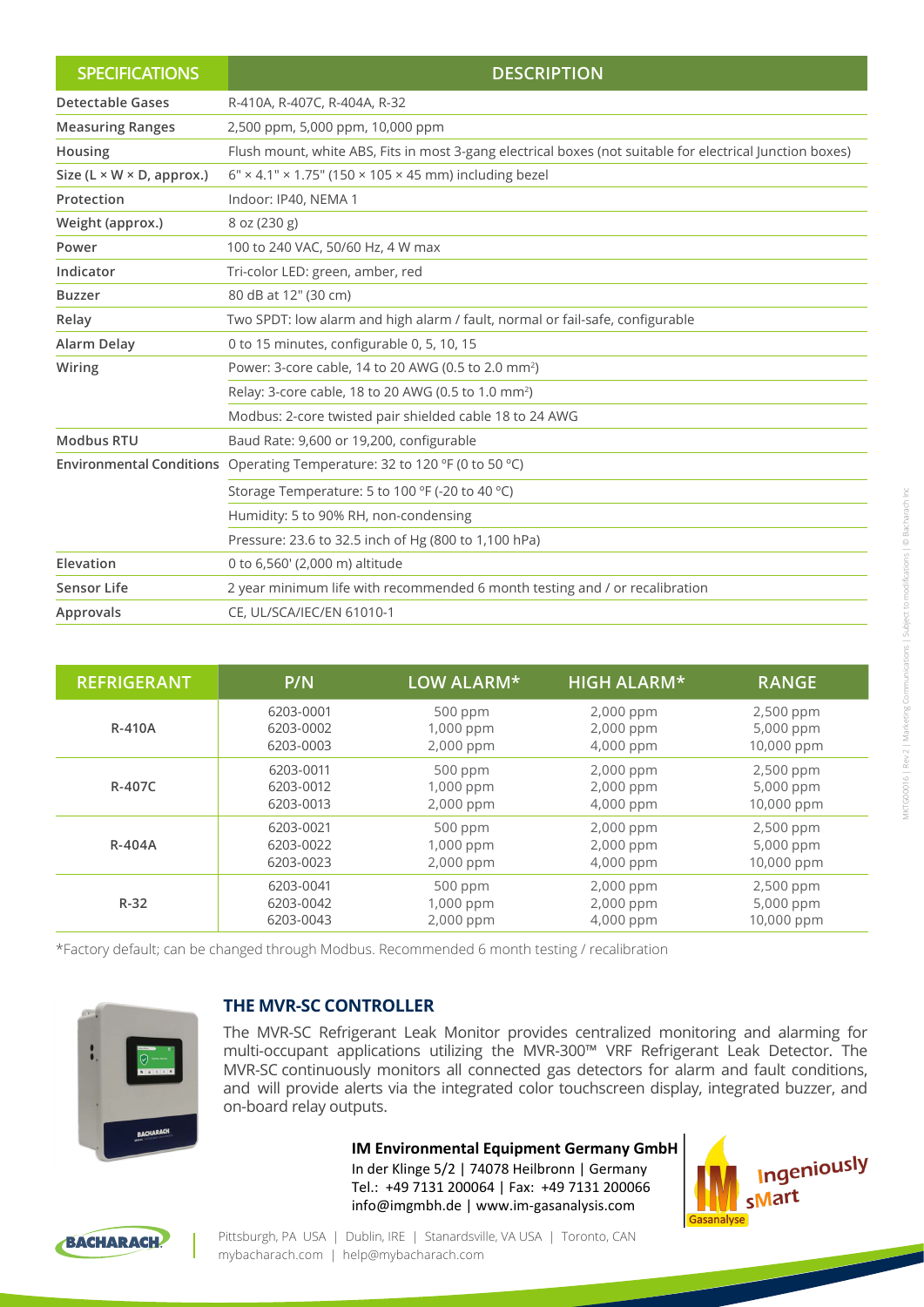| SPECIFICATIONS | DESCRIPTION |
|---|---|
| Detectable Gases | R-410A, R-407C, R-404A, R-32 |
| Measuring Ranges | 2,500 ppm, 5,000 ppm, 10,000 ppm |
| Housing | Flush mount, white ABS, Fits in most 3-gang electrical boxes (not suitable for electrical Junction boxes) |
| Size (L × W × D, approx.) | 6" × 4.1" × 1.75" (150 × 105 × 45 mm) including bezel |
| Protection | Indoor: IP40, NEMA 1 |
| Weight (approx.) | 8 oz (230 g) |
| Power | 100 to 240 VAC, 50/60 Hz, 4 W max |
| Indicator | Tri-color LED: green, amber, red |
| Buzzer | 80 dB at 12" (30 cm) |
| Relay | Two SPDT: low alarm and high alarm / fault, normal or fail-safe, configurable |
| Alarm Delay | 0 to 15 minutes, configurable 0, 5, 10, 15 |
| Wiring | Power: 3-core cable, 14 to 20 AWG (0.5 to 2.0 mm²) |
| | Relay: 3-core cable, 18 to 20 AWG (0.5 to 1.0 mm²) |
| | Modbus: 2-core twisted pair shielded cable 18 to 24 AWG |
| Modbus RTU | Baud Rate: 9,600 or 19,200, configurable |
| Environmental Conditions | Operating Temperature: 32 to 120 °F (0 to 50 °C) |
| | Storage Temperature: 5 to 100 °F (-20 to 40 °C) |
| | Humidity: 5 to 90% RH, non-condensing |
| | Pressure: 23.6 to 32.5 inch of Hg (800 to 1,100 hPa) |
| Elevation | 0 to 6,560' (2,000 m) altitude |
| Sensor Life | 2 year minimum life with recommended 6 month testing and / or recalibration |
| Approvals | CE, UL/SCA/IEC/EN 61010-1 |

| REFRIGERANT | P/N | LOW ALARM* | HIGH ALARM* | RANGE |
|---|---|---|---|---|
| R-410A | 6203-0001 | 500 ppm | 2,000 ppm | 2,500 ppm |
| | 6203-0002 | 1,000 ppm | 2,000 ppm | 5,000 ppm |
| | 6203-0003 | 2,000 ppm | 4,000 ppm | 10,000 ppm |
| R-407C | 6203-0011 | 500 ppm | 2,000 ppm | 2,500 ppm |
| | 6203-0012 | 1,000 ppm | 2,000 ppm | 5,000 ppm |
| | 6203-0013 | 2,000 ppm | 4,000 ppm | 10,000 ppm |
| R-404A | 6203-0021 | 500 ppm | 2,000 ppm | 2,500 ppm |
| | 6203-0022 | 1,000 ppm | 2,000 ppm | 5,000 ppm |
| | 6203-0023 | 2,000 ppm | 4,000 ppm | 10,000 ppm |
| R-32 | 6203-0041 | 500 ppm | 2,000 ppm | 2,500 ppm |
| | 6203-0042 | 1,000 ppm | 2,000 ppm | 5,000 ppm |
| | 6203-0043 | 2,000 ppm | 4,000 ppm | 10,000 ppm |

*Factory default; can be changed through Modbus. Recommended 6 month testing / recalibration

## THE MVR-SC CONTROLLER

The MVR-SC Refrigerant Leak Monitor provides centralized monitoring and alarming for multi-occupant applications utilizing the MVR-300™ VRF Refrigerant Leak Detector. The MVR-SC continuously monitors all connected gas detectors for alarm and fault conditions, and will provide alerts via the integrated color touchscreen display, integrated buzzer, and on-board relay outputs.

**IM Environmental Equipment Germany GmbH**
In der Klinge 5/2 | 74078 Heilbronn | Germany
Tel.: +49 7131 200064 | Fax: +49 7131 200066
info@imgmbh.de | www.im-gasanalysis.com

Ingeniously sMart
Gasanalyse

BACHARACH

Pittsburgh, PA USA | Dublin, IRE | Stanardsville, VA USA | Toronto, CAN
mybacharach.com | help@mybacharach.com

MKT600016 | Rev 2 | Marketing Communications | Subject to modifications | © Bacharach Inc